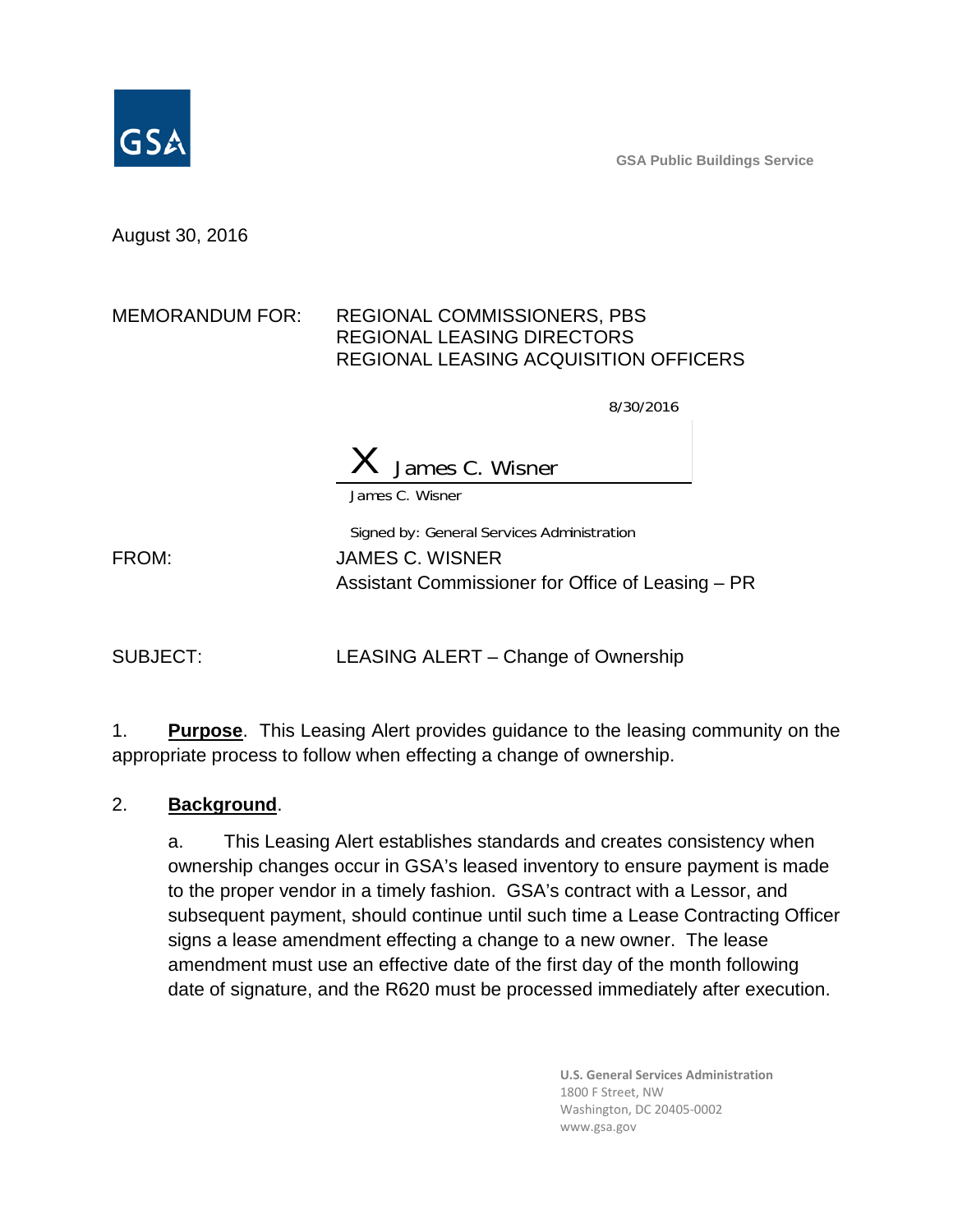GSA Public Buildings Service

August 30, 2016

MEMORANDUM FOR: REGIONAL COMMISSIONERS, PBS
REGIONAL LEASING DIRECTORS
REGIONAL LEASING ACQUISITION OFFICERS

8/30/2016

X James C. Wisner

James C. Wisner

Signed by: General Services Administration

FROM: JAMES C. WISNER
Assistant Commissioner for Office of Leasing – PR

SUBJECT: LEASING ALERT – Change of Ownership

1. **Purpose**. This Leasing Alert provides guidance to the leasing community on the appropriate process to follow when effecting a change of ownership.

2. **Background**.

   a. This Leasing Alert establishes standards and creates consistency when ownership changes occur in GSA's leased inventory to ensure payment is made to the proper vendor in a timely fashion. GSA's contract with a Lessor, and subsequent payment, should continue until such time a Lease Contracting Officer signs a lease amendment effecting a change to a new owner. The lease amendment must use an effective date of the first day of the month following date of signature, and the R620 must be processed immediately after execution.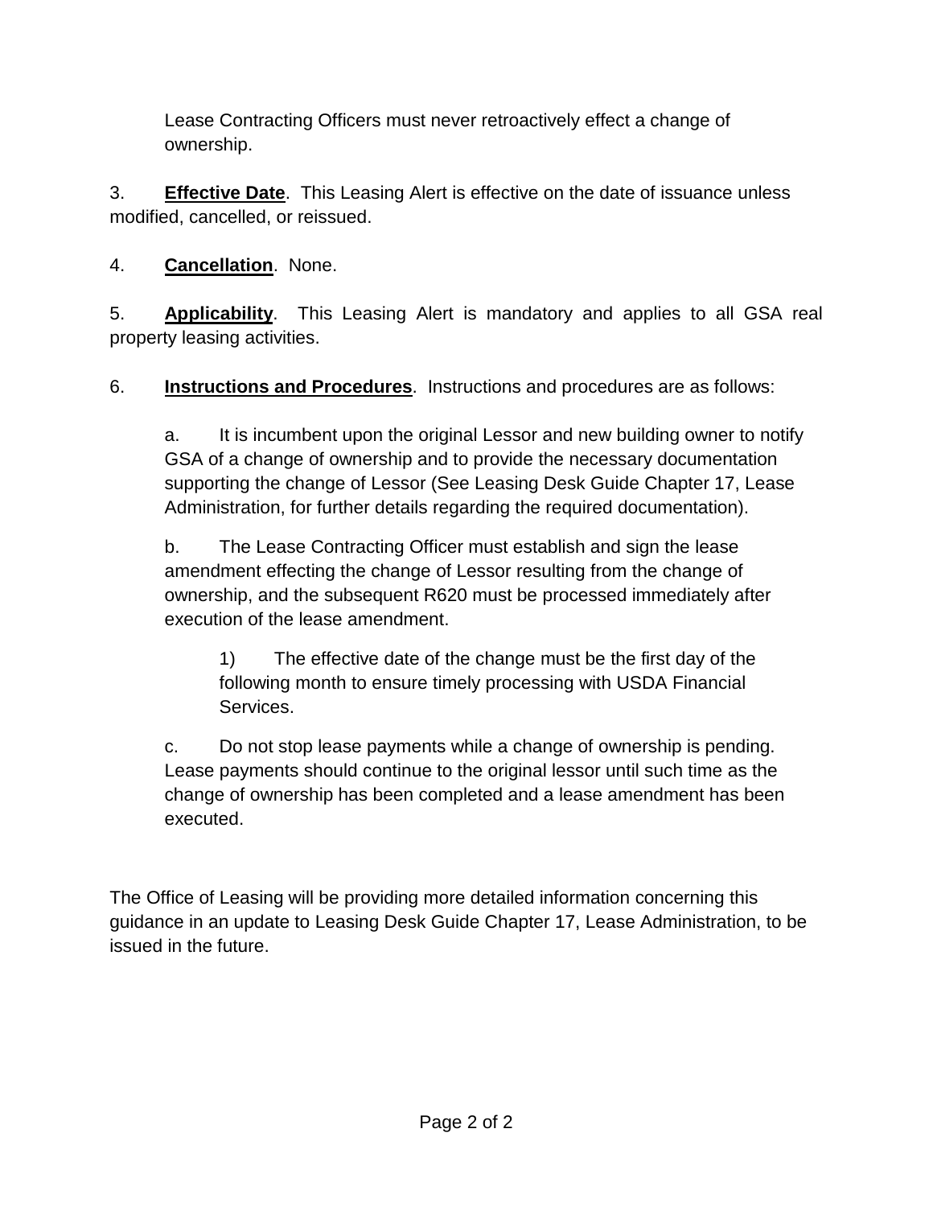Lease Contracting Officers must never retroactively effect a change of ownership.

3. **Effective Date**. This Leasing Alert is effective on the date of issuance unless modified, cancelled, or reissued.

4. **Cancellation**. None.

5. **Applicability**. This Leasing Alert is mandatory and applies to all GSA real property leasing activities.

6. **Instructions and Procedures**. Instructions and procedures are as follows:

   a. It is incumbent upon the original Lessor and new building owner to notify GSA of a change of ownership and to provide the necessary documentation supporting the change of Lessor (See Leasing Desk Guide Chapter 17, Lease Administration, for further details regarding the required documentation).

   b. The Lease Contracting Officer must establish and sign the lease amendment effecting the change of Lessor resulting from the change of ownership, and the subsequent R620 must be processed immediately after execution of the lease amendment.

      1) The effective date of the change must be the first day of the following month to ensure timely processing with USDA Financial Services.

   c. Do not stop lease payments while a change of ownership is pending. Lease payments should continue to the original lessor until such time as the change of ownership has been completed and a lease amendment has been executed.

The Office of Leasing will be providing more detailed information concerning this guidance in an update to Leasing Desk Guide Chapter 17, Lease Administration, to be issued in the future.